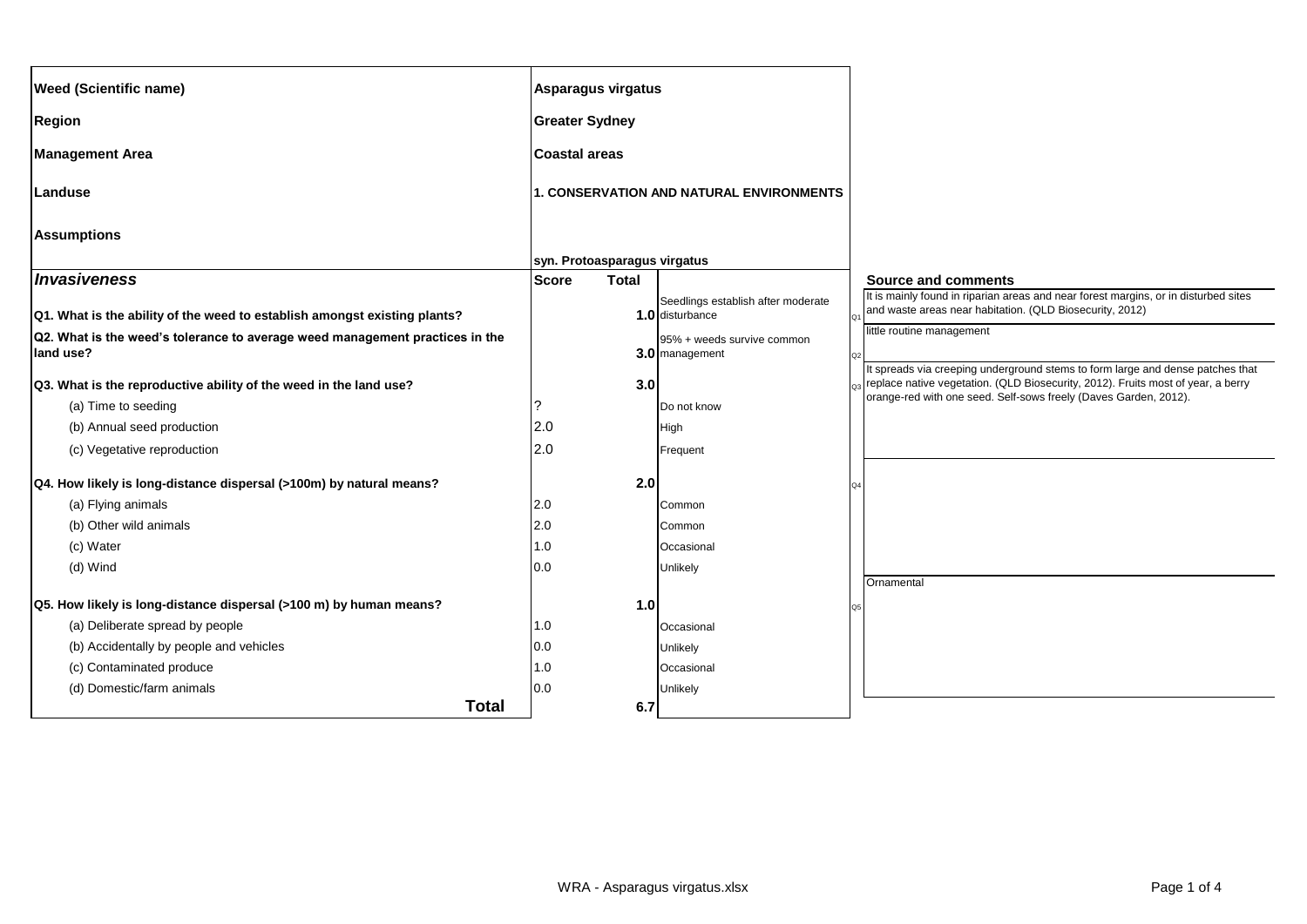| Weed (Scientific name) | Asparagus virgatus | | | |
|---|---|---|---|---|
| Region | Greater Sydney | | | |
| Management Area | Coastal areas | | | |
| Landuse | 1. CONSERVATION AND NATURAL ENVIRONMENTS | | | |
| Assumptions | syn. Protoasparagus virgatus | | | |
| ***Invasiveness*** | **Score** | **Total** | | **Source and comments** |
| **Q1. What is the ability of the weed to establish amongst existing plants?** | | **1.0** | Seedlings establish after moderate disturbance | It is mainly found in riparian areas and near forest margins, or in disturbed sites and waste areas near habitation. (QLD Biosecurity, 2012) |
| **Q2. What is the weed's tolerance to average weed management practices in the land use?** | | **3.0** | 95% + weeds survive common management | little routine management |
| **Q3. What is the reproductive ability of the weed in the land use?** | | **3.0** | | It spreads via creeping underground stems to form large and dense patches that replace native vegetation. (QLD Biosecurity, 2012). Fruits most of year, a berry orange-red with one seed. Self-sows freely (Daves Garden, 2012). |
| (a) Time to seeding | ? | | Do not know | |
| (b) Annual seed production | 2.0 | | High | |
| (c) Vegetative reproduction | 2.0 | | Frequent | |
| **Q4. How likely is long-distance dispersal (>100m) by natural means?** | | **2.0** | | |
| (a) Flying animals | 2.0 | | Common | |
| (b) Other wild animals | 2.0 | | Common | |
| (c) Water | 1.0 | | Occasional | |
| (d) Wind | 0.0 | | Unlikely | |
| **Q5. How likely is long-distance dispersal (>100 m) by human means?** | | **1.0** | | Ornamental |
| (a) Deliberate spread by people | 1.0 | | Occasional | |
| (b) Accidentally by people and vehicles | 0.0 | | Unlikely | |
| (c) Contaminated produce | 1.0 | | Occasional | |
| (d) Domestic/farm animals | 0.0 | | Unlikely | |
| **Total** | | **6.7** | | |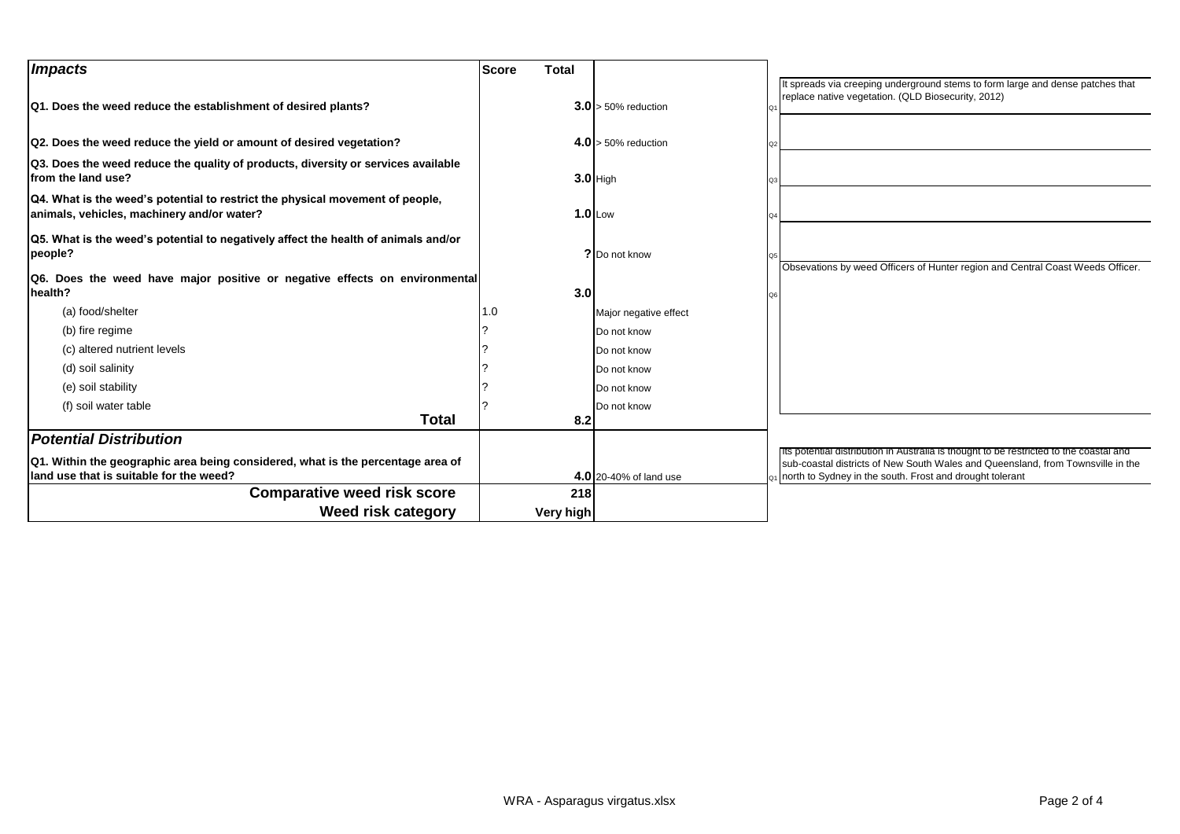| *Impacts* | Score | Total | | | Comments |
|---|---|---|---|---|---|
| **Q1. Does the weed reduce the establishment of desired plants?** | | **3.0** | > 50% reduction | Q1 | It spreads via creeping underground stems to form large and dense patches that replace native vegetation. (QLD Biosecurity, 2012) |
| **Q2. Does the weed reduce the yield or amount of desired vegetation?** | | **4.0** | > 50% reduction | Q2 | |
| **Q3. Does the weed reduce the quality of products, diversity or services available from the land use?** | | **3.0** | High | Q3 | |
| **Q4. What is the weed's potential to restrict the physical movement of people, animals, vehicles, machinery and/or water?** | | **1.0** | Low | Q4 | |
| **Q5. What is the weed's potential to negatively affect the health of animals and/or people?** | | **?** | Do not know | Q5 | |
| **Q6. Does the weed have major positive or negative effects on environmental health?** | | **3.0** | | Q6 | Obsevations by weed Officers of Hunter region and Central Coast Weeds Officer. |
| (a) food/shelter | 1.0 | | Major negative effect | | |
| (b) fire regime | ? | | Do not know | | |
| (c) altered nutrient levels | ? | | Do not know | | |
| (d) soil salinity | ? | | Do not know | | |
| (e) soil stability | ? | | Do not know | | |
| (f) soil water table | ? | | Do not know | | |
| **Total** | | **8.2** | | | |
| ***Potential Distribution*** | | | | | |
| **Q1. Within the geographic area being considered, what is the percentage area of land use that is suitable for the weed?** | | **4.0** | 20-40% of land use | Q1 | Its potential distribution in Australia is thought to be restricted to the coastal and sub-coastal districts of New South Wales and Queensland, from Townsville in the north to Sydney in the south. Frost and drought tolerant |
| **Comparative weed risk score** | | **218** | | | |
| **Weed risk category** | | **Very high** | | | |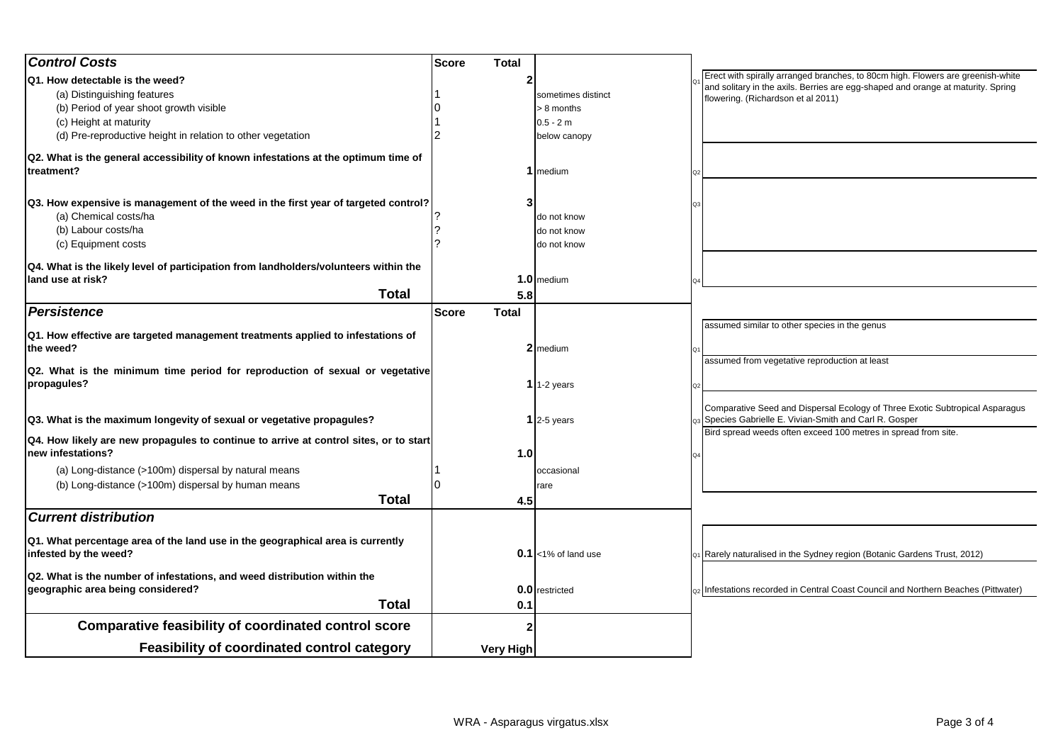## Control Costs

| Control Costs | Score | Total | | Notes |
|---|---|---|---|---|
| **Q1. How detectable is the weed?** | | **2** | | Erect with spirally arranged branches, to 80cm high. Flowers are greenish-white and solitary in the axils. Berries are egg-shaped and orange at maturity. Spring flowering. (Richardson et al 2011) |
| (a) Distinguishing features | 1 | | sometimes distinct | |
| (b) Period of year shoot growth visible | 0 | | > 8 months | |
| (c) Height at maturity | 1 | | 0.5 - 2 m | |
| (d) Pre-reproductive height in relation to other vegetation | 2 | | below canopy | |
| **Q2. What is the general accessibility of known infestations at the optimum time of treatment?** | | **1** | medium | |
| **Q3. How expensive is management of the weed in the first year of targeted control?** | | **3** | | |
| (a) Chemical costs/ha | ? | | do not know | |
| (b) Labour costs/ha | ? | | do not know | |
| (c) Equipment costs | ? | | do not know | |
| **Q4. What is the likely level of participation from landholders/volunteers within the land use at risk?** | | **1.0** | medium | |
| **Total** | | **5.8** | | |

## Persistence

| Persistence | Score | Total | | Notes |
|---|---|---|---|---|
| **Q1. How effective are targeted management treatments applied to infestations of the weed?** | | **2** | medium | assumed similar to other species in the genus |
| **Q2. What is the minimum time period for reproduction of sexual or vegetative propagules?** | | **1** | 1-2 years | assumed from vegetative reproduction at least |
| **Q3. What is the maximum longevity of sexual or vegetative propagules?** | | **1** | 2-5 years | Comparative Seed and Dispersal Ecology of Three Exotic Subtropical Asparagus Species Gabrielle E. Vivian-Smith and Carl R. Gosper |
| **Q4. How likely are new propagules to continue to arrive at control sites, or to start new infestations?** | | **1.0** | | Bird spread weeds often exceed 100 metres in spread from site. |
| (a) Long-distance (>100m) dispersal by natural means | 1 | | occasional | |
| (b) Long-distance (>100m) dispersal by human means | 0 | | rare | |
| **Total** | | **4.5** | | |

## Current distribution

| Current distribution | Score | Total | | Notes |
|---|---|---|---|---|
| **Q1. What percentage area of the land use in the geographical area is currently infested by the weed?** | | **0.1** | <1% of land use | Rarely naturalised in the Sydney region (Botanic Gardens Trust, 2012) |
| **Q2. What is the number of infestations, and weed distribution within the geographic area being considered?** | | **0.0** | restricted | Infestations recorded in Central Coast Council and Northern Beaches (Pittwater) |
| **Total** | | **0.1** | | |

| | |
|---|---|
| **Comparative feasibility of coordinated control score** | **2** |
| **Feasibility of coordinated control category** | **Very High** |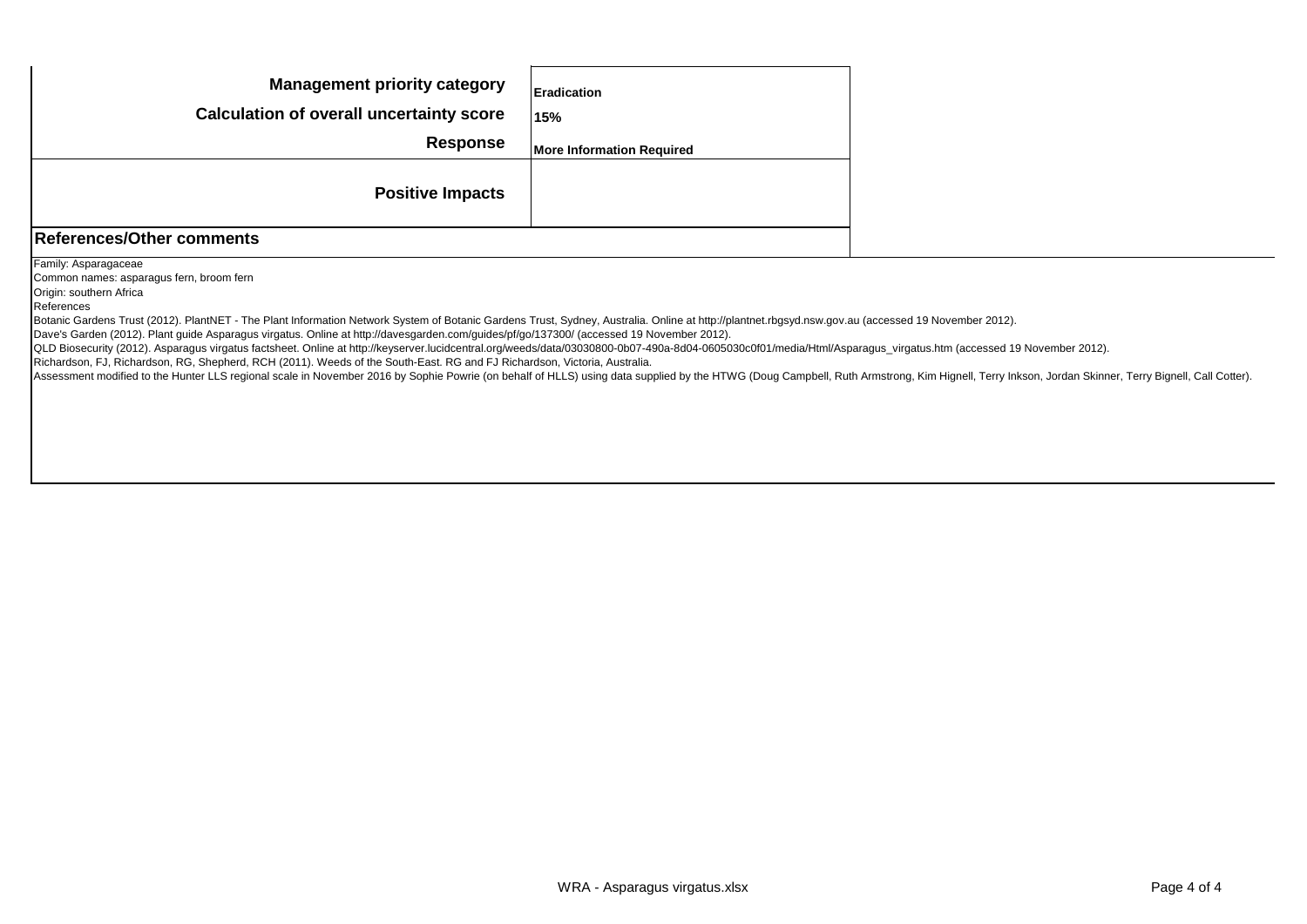| | |
|---|---|
| **Management priority category** | **Eradication** |
| **Calculation of overall uncertainty score** | **15%** |
| **Response** | **More Information Required** |
| **Positive Impacts** | |

## References/Other comments

Family: Asparagaceae
Common names: asparagus fern, broom fern
Origin: southern Africa
References
Botanic Gardens Trust (2012). PlantNET - The Plant Information Network System of Botanic Gardens Trust, Sydney, Australia. Online at http://plantnet.rbgsyd.nsw.gov.au (accessed 19 November 2012).
Dave's Garden (2012). Plant guide Asparagus virgatus. Online at http://davesgarden.com/guides/pf/go/137300/ (accessed 19 November 2012).
QLD Biosecurity (2012). Asparagus virgatus factsheet. Online at http://keyserver.lucidcentral.org/weeds/data/03030800-0b07-490a-8d04-0605030c0f01/media/Html/Asparagus_virgatus.htm (accessed 19 November 2012).
Richardson, FJ, Richardson, RG, Shepherd, RCH (2011). Weeds of the South-East. RG and FJ Richardson, Victoria, Australia.
Assessment modified to the Hunter LLS regional scale in November 2016 by Sophie Powrie (on behalf of HLLS) using data supplied by the HTWG (Doug Campbell, Ruth Armstrong, Kim Hignell, Terry Inkson, Jordan Skinner, Terry Bignell, Call Cotter).